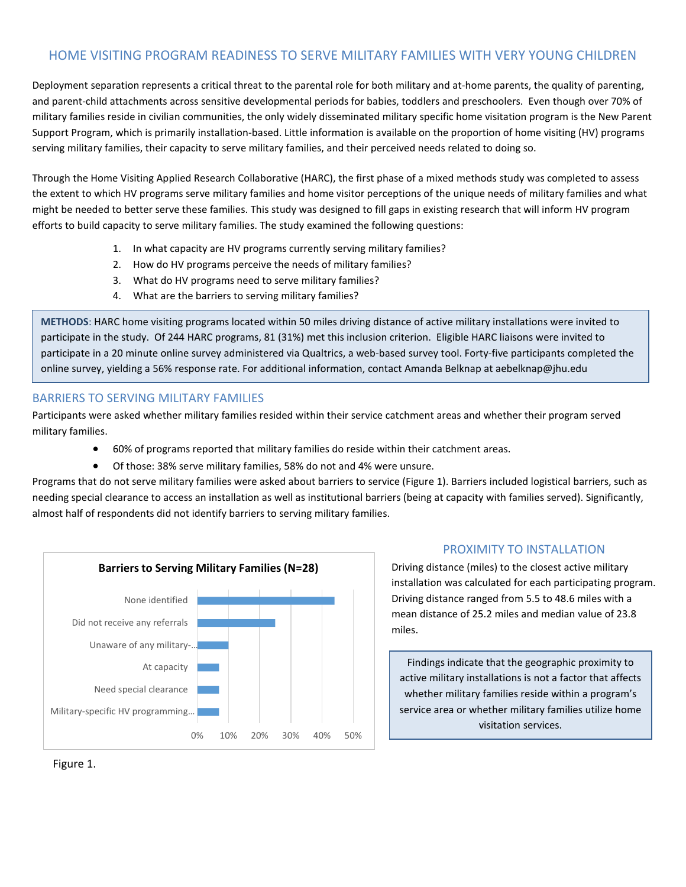# HOME VISITING PROGRAM READINESS TO SERVE MILITARY FAMILIES WITH VERY YOUNG CHILDREN

Deployment separation represents a critical threat to the parental role for both military and at-home parents, the quality of parenting, and parent-child attachments across sensitive developmental periods for babies, toddlers and preschoolers. Even though over 70% of military families reside in civilian communities, the only widely disseminated military specific home visitation program is the New Parent Support Program, which is primarily installation-based. Little information is available on the proportion of home visiting (HV) programs serving military families, their capacity to serve military families, and their perceived needs related to doing so.

Through the Home Visiting Applied Research Collaborative (HARC), the first phase of a mixed methods study was completed to assess the extent to which HV programs serve military families and home visitor perceptions of the unique needs of military families and what might be needed to better serve these families. This study was designed to fill gaps in existing research that will inform HV program efforts to build capacity to serve military families. The study examined the following questions:

1. In what capacity are HV programs currently serving military families?
2. How do HV programs perceive the needs of military families?
3. What do HV programs need to serve military families?
4. What are the barriers to serving military families?

**METHODS**: HARC home visiting programs located within 50 miles driving distance of active military installations were invited to participate in the study. Of 244 HARC programs, 81 (31%) met this inclusion criterion. Eligible HARC liaisons were invited to participate in a 20 minute online survey administered via Qualtrics, a web-based survey tool. Forty-five participants completed the online survey, yielding a 56% response rate. For additional information, contact Amanda Belknap at aebelknap@jhu.edu

## BARRIERS TO SERVING MILITARY FAMILIES

Participants were asked whether military families resided within their service catchment areas and whether their program served military families.

- 60% of programs reported that military families do reside within their catchment areas.
- Of those: 38% serve military families, 58% do not and 4% were unsure.

Programs that do not serve military families were asked about barriers to service (Figure 1). Barriers included logistical barriers, such as needing special clearance to access an installation as well as institutional barriers (being at capacity with families served). Significantly, almost half of respondents did not identify barriers to serving military families.

**Barriers to Serving Military Families (N=28)**

| Barrier | Percent (approx.) |
|---|---|
| None identified | ~44% |
| Did not receive any referrals | ~25% |
| Unaware of any military-... | ~10% |
| At capacity | ~7% |
| Need special clearance | ~7% |
| Military-specific HV programming... | ~7% |

Figure 1.

## PROXIMITY TO INSTALLATION

Driving distance (miles) to the closest active military installation was calculated for each participating program. Driving distance ranged from 5.5 to 48.6 miles with a mean distance of 25.2 miles and median value of 23.8 miles.

Findings indicate that the geographic proximity to active military installations is not a factor that affects whether military families reside within a program's service area or whether military families utilize home visitation services.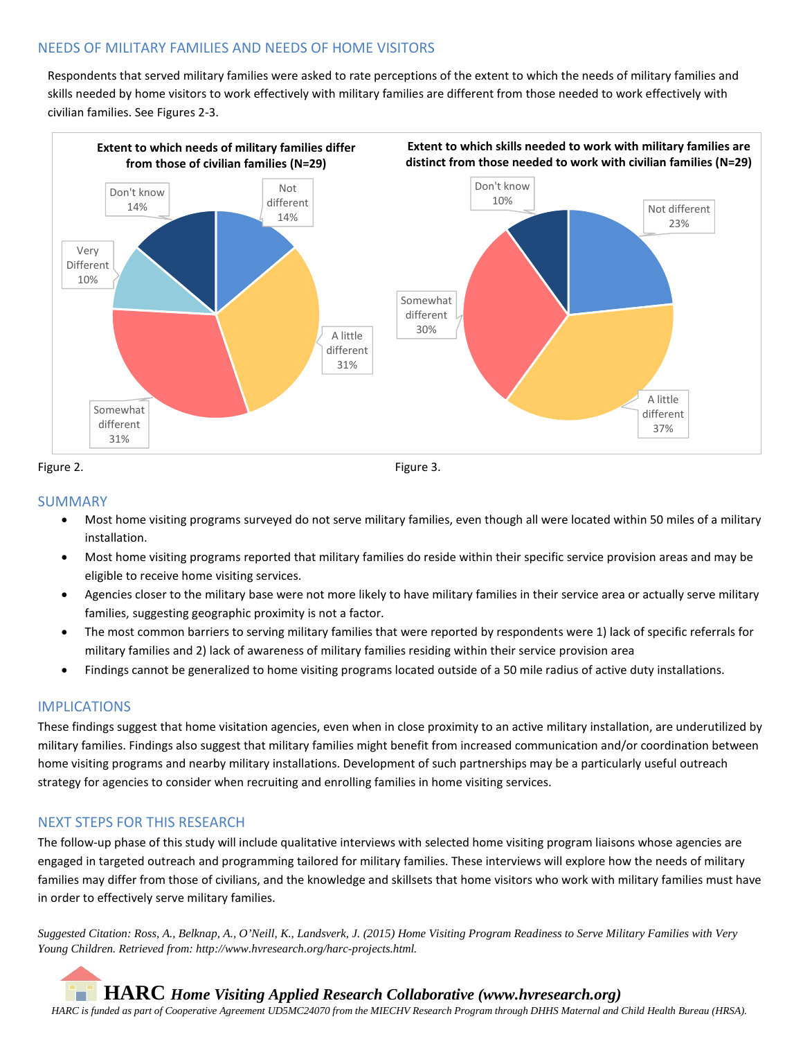## NEEDS OF MILITARY FAMILIES AND NEEDS OF HOME VISITORS

Respondents that served military families were asked to rate perceptions of the extent to which the needs of military families and skills needed by home visitors to work effectively with military families are different from those needed to work effectively with civilian families. See Figures 2-3.

**Extent to which needs of military families differ from those of civilian families (N=29)**

Don't know 14%
Not different 14%
Very Different 10%
A little different 31%
Somewhat different 31%

Figure 2.

**Extent to which skills needed to work with military families are distinct from those needed to work with civilian families (N=29)**

Don't know 10%
Not different 23%
Somewhat different 30%
A little different 37%

Figure 3.

## SUMMARY

- Most home visiting programs surveyed do not serve military families, even though all were located within 50 miles of a military installation.
- Most home visiting programs reported that military families do reside within their specific service provision areas and may be eligible to receive home visiting services.
- Agencies closer to the military base were not more likely to have military families in their service area or actually serve military families, suggesting geographic proximity is not a factor.
- The most common barriers to serving military families that were reported by respondents were 1) lack of specific referrals for military families and 2) lack of awareness of military families residing within their service provision area
- Findings cannot be generalized to home visiting programs located outside of a 50 mile radius of active duty installations.

## IMPLICATIONS

These findings suggest that home visitation agencies, even when in close proximity to an active military installation, are underutilized by military families. Findings also suggest that military families might benefit from increased communication and/or coordination between home visiting programs and nearby military installations. Development of such partnerships may be a particularly useful outreach strategy for agencies to consider when recruiting and enrolling families in home visiting services.

## NEXT STEPS FOR THIS RESEARCH

The follow-up phase of this study will include qualitative interviews with selected home visiting program liaisons whose agencies are engaged in targeted outreach and programming tailored for military families. These interviews will explore how the needs of military families may differ from those of civilians, and the knowledge and skillsets that home visitors who work with military families must have in order to effectively serve military families.

*Suggested Citation: Ross, A., Belknap, A., O'Neill, K., Landsverk, J. (2015) Home Visiting Program Readiness to Serve Military Families with Very Young Children. Retrieved from: http://www.hvresearch.org/harc-projects.html.*

**HARC** ***Home Visiting Applied Research Collaborative (www.hvresearch.org)***

*HARC is funded as part of Cooperative Agreement UD5MC24070 from the MIECHV Research Program through DHHS Maternal and Child Health Bureau (HRSA).*